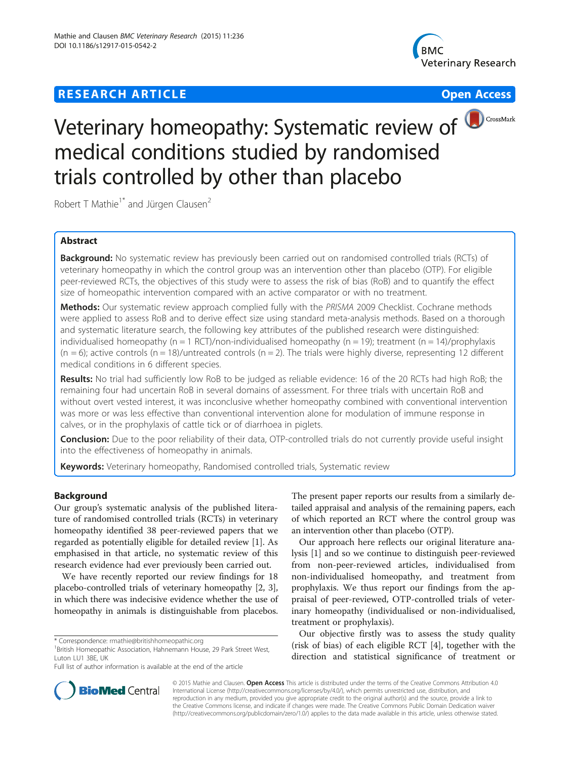**RESEARCH ARTICLE** **Open Access**

# Veterinary homeopathy: Systematic review of medical conditions studied by randomised trials controlled by other than placebo

Robert T Mathie[1*] and Jürgen Clausen[2]

## Abstract

**Background:** No systematic review has previously been carried out on randomised controlled trials (RCTs) of veterinary homeopathy in which the control group was an intervention other than placebo (OTP). For eligible peer-reviewed RCTs, the objectives of this study were to assess the risk of bias (RoB) and to quantify the effect size of homeopathic intervention compared with an active comparator or with no treatment.

**Methods:** Our systematic review approach complied fully with the *PRISMA* 2009 Checklist. Cochrane methods were applied to assess RoB and to derive effect size using standard meta-analysis methods. Based on a thorough and systematic literature search, the following key attributes of the published research were distinguished: individualised homeopathy (n = 1 RCT)/non-individualised homeopathy (n = 19); treatment (n = 14)/prophylaxis (n = 6); active controls (n = 18)/untreated controls (n = 2). The trials were highly diverse, representing 12 different medical conditions in 6 different species.

**Results:** No trial had sufficiently low RoB to be judged as reliable evidence: 16 of the 20 RCTs had high RoB; the remaining four had uncertain RoB in several domains of assessment. For three trials with uncertain RoB and without overt vested interest, it was inconclusive whether homeopathy combined with conventional intervention was more or was less effective than conventional intervention alone for modulation of immune response in calves, or in the prophylaxis of cattle tick or of diarrhoea in piglets.

**Conclusion:** Due to the poor reliability of their data, OTP-controlled trials do not currently provide useful insight into the effectiveness of homeopathy in animals.

**Keywords:** Veterinary homeopathy, Randomised controlled trials, Systematic review

## Background

Our group's systematic analysis of the published literature of randomised controlled trials (RCTs) in veterinary homeopathy identified 38 peer-reviewed papers that we regarded as potentially eligible for detailed review [1]. As emphasised in that article, no systematic review of this research evidence had ever previously been carried out.

We have recently reported our review findings for 18 placebo-controlled trials of veterinary homeopathy [2, 3], in which there was indecisive evidence whether the use of homeopathy in animals is distinguishable from placebos. The present paper reports our results from a similarly detailed appraisal and analysis of the remaining papers, each of which reported an RCT where the control group was an intervention other than placebo (OTP).

Our approach here reflects our original literature analysis [1] and so we continue to distinguish peer-reviewed from non-peer-reviewed articles, individualised from non-individualised homeopathy, and treatment from prophylaxis. We thus report our findings from the appraisal of peer-reviewed, OTP-controlled trials of veterinary homeopathy (individualised or non-individualised, treatment or prophylaxis).

Our objective firstly was to assess the study quality (risk of bias) of each eligible RCT [4], together with the direction and statistical significance of treatment or

\* Correspondence: rmathie@britishhomeopathic.org
[1]British Homeopathic Association, Hahnemann House, 29 Park Street West, Luton LU1 3BE, UK
Full list of author information is available at the end of the article

© 2015 Mathie and Clausen. **Open Access** This article is distributed under the terms of the Creative Commons Attribution 4.0 International License (http://creativecommons.org/licenses/by/4.0/), which permits unrestricted use, distribution, and reproduction in any medium, provided you give appropriate credit to the original author(s) and the source, provide a link to the Creative Commons license, and indicate if changes were made. The Creative Commons Public Domain Dedication waiver (http://creativecommons.org/publicdomain/zero/1.0/) applies to the data made available in this article, unless otherwise stated.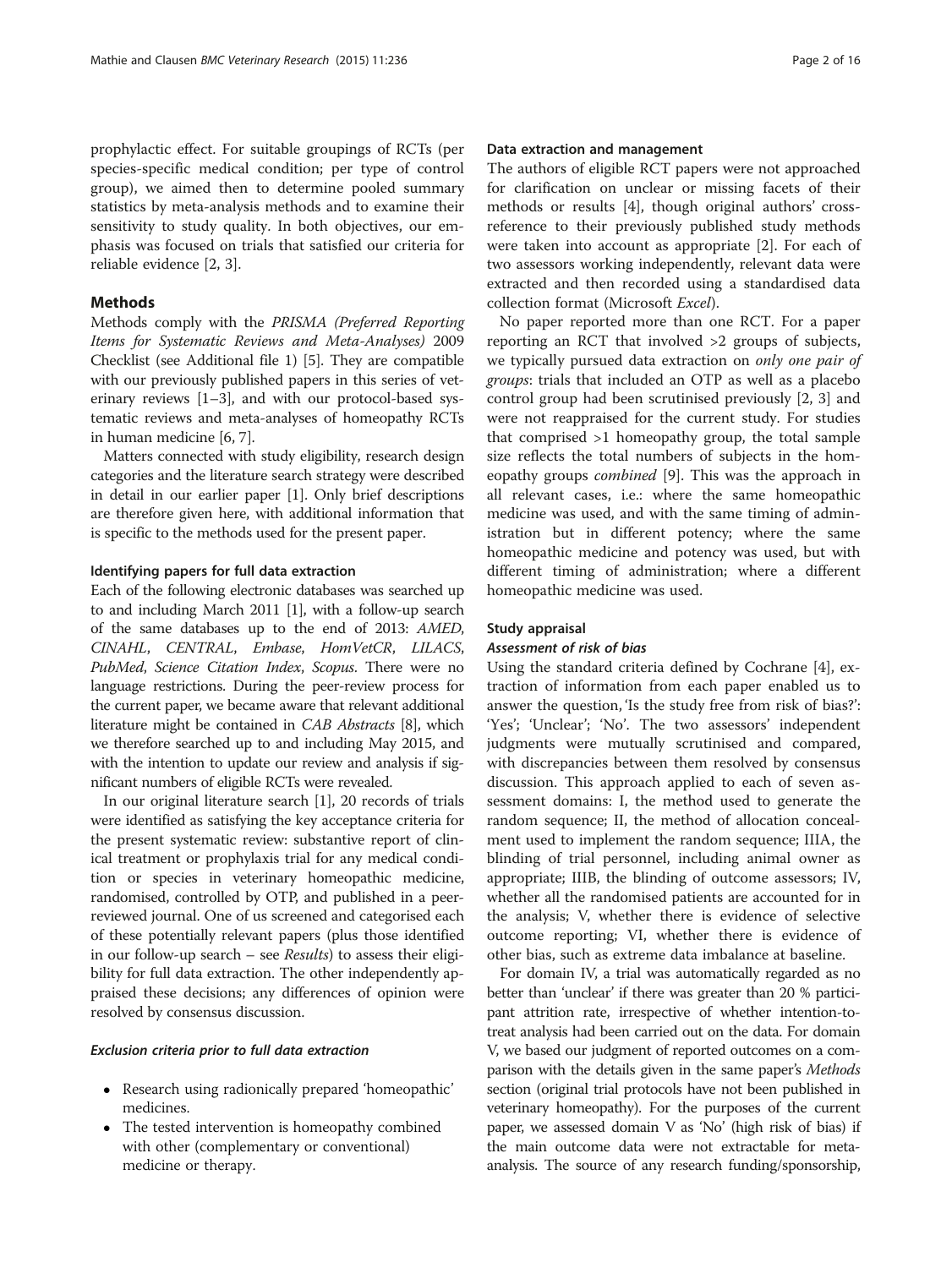prophylactic effect. For suitable groupings of RCTs (per species-specific medical condition; per type of control group), we aimed then to determine pooled summary statistics by meta-analysis methods and to examine their sensitivity to study quality. In both objectives, our emphasis was focused on trials that satisfied our criteria for reliable evidence [2, 3].

## Methods

Methods comply with the *PRISMA (Preferred Reporting Items for Systematic Reviews and Meta-Analyses)* 2009 Checklist (see Additional file 1) [5]. They are compatible with our previously published papers in this series of veterinary reviews [1–3], and with our protocol-based systematic reviews and meta-analyses of homeopathy RCTs in human medicine [6, 7].

Matters connected with study eligibility, research design categories and the literature search strategy were described in detail in our earlier paper [1]. Only brief descriptions are therefore given here, with additional information that is specific to the methods used for the present paper.

### Identifying papers for full data extraction

Each of the following electronic databases was searched up to and including March 2011 [1], with a follow-up search of the same databases up to the end of 2013: *AMED*, *CINAHL*, *CENTRAL*, *Embase*, *HomVetCR*, *LILACS*, *PubMed*, *Science Citation Index*, *Scopus*. There were no language restrictions. During the peer-review process for the current paper, we became aware that relevant additional literature might be contained in *CAB Abstracts* [8], which we therefore searched up to and including May 2015, and with the intention to update our review and analysis if significant numbers of eligible RCTs were revealed.

In our original literature search [1], 20 records of trials were identified as satisfying the key acceptance criteria for the present systematic review: substantive report of clinical treatment or prophylaxis trial for any medical condition or species in veterinary homeopathic medicine, randomised, controlled by OTP, and published in a peer-reviewed journal. One of us screened and categorised each of these potentially relevant papers (plus those identified in our follow-up search – see *Results*) to assess their eligibility for full data extraction. The other independently appraised these decisions; any differences of opinion were resolved by consensus discussion.

#### *Exclusion criteria prior to full data extraction*

- Research using radionically prepared 'homeopathic' medicines.
- The tested intervention is homeopathy combined with other (complementary or conventional) medicine or therapy.

### Data extraction and management

The authors of eligible RCT papers were not approached for clarification on unclear or missing facets of their methods or results [4], though original authors' cross-reference to their previously published study methods were taken into account as appropriate [2]. For each of two assessors working independently, relevant data were extracted and then recorded using a standardised data collection format (Microsoft *Excel*).

No paper reported more than one RCT. For a paper reporting an RCT that involved >2 groups of subjects, we typically pursued data extraction on *only one pair of groups*: trials that included an OTP as well as a placebo control group had been scrutinised previously [2, 3] and were not reappraised for the current study. For studies that comprised >1 homeopathy group, the total sample size reflects the total numbers of subjects in the homeopathy groups *combined* [9]. This was the approach in all relevant cases, i.e.: where the same homeopathic medicine was used, and with the same timing of administration but in different potency; where the same homeopathic medicine and potency was used, but with different timing of administration; where a different homeopathic medicine was used.

### Study appraisal

#### *Assessment of risk of bias*

Using the standard criteria defined by Cochrane [4], extraction of information from each paper enabled us to answer the question, 'Is the study free from risk of bias?': 'Yes'; 'Unclear'; 'No'. The two assessors' independent judgments were mutually scrutinised and compared, with discrepancies between them resolved by consensus discussion. This approach applied to each of seven assessment domains: I, the method used to generate the random sequence; II, the method of allocation concealment used to implement the random sequence; IIIA, the blinding of trial personnel, including animal owner as appropriate; IIIB, the blinding of outcome assessors; IV, whether all the randomised patients are accounted for in the analysis; V, whether there is evidence of selective outcome reporting; VI, whether there is evidence of other bias, such as extreme data imbalance at baseline.

For domain IV, a trial was automatically regarded as no better than 'unclear' if there was greater than 20 % participant attrition rate, irrespective of whether intention-to-treat analysis had been carried out on the data. For domain V, we based our judgment of reported outcomes on a comparison with the details given in the same paper's *Methods* section (original trial protocols have not been published in veterinary homeopathy). For the purposes of the current paper, we assessed domain V as 'No' (high risk of bias) if the main outcome data were not extractable for meta-analysis. The source of any research funding/sponsorship,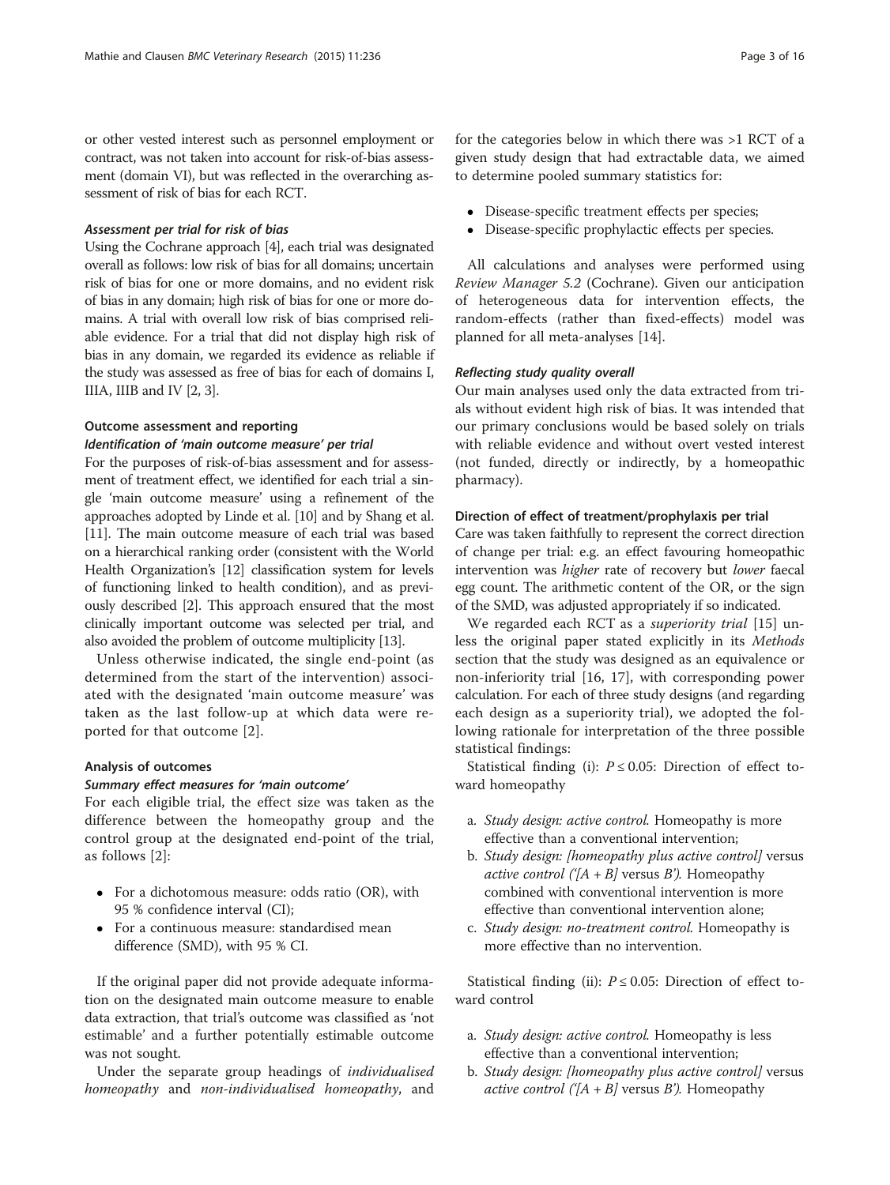or other vested interest such as personnel employment or contract, was not taken into account for risk-of-bias assessment (domain VI), but was reflected in the overarching assessment of risk of bias for each RCT.

#### *Assessment per trial for risk of bias*

Using the Cochrane approach [4], each trial was designated overall as follows: low risk of bias for all domains; uncertain risk of bias for one or more domains, and no evident risk of bias in any domain; high risk of bias for one or more domains. A trial with overall low risk of bias comprised reliable evidence. For a trial that did not display high risk of bias in any domain, we regarded its evidence as reliable if the study was assessed as free of bias for each of domains I, IIIA, IIIB and IV [2, 3].

### Outcome assessment and reporting

#### *Identification of 'main outcome measure' per trial*

For the purposes of risk-of-bias assessment and for assessment of treatment effect, we identified for each trial a single 'main outcome measure' using a refinement of the approaches adopted by Linde et al. [10] and by Shang et al. [11]. The main outcome measure of each trial was based on a hierarchical ranking order (consistent with the World Health Organization's [12] classification system for levels of functioning linked to health condition), and as previously described [2]. This approach ensured that the most clinically important outcome was selected per trial, and also avoided the problem of outcome multiplicity [13].

Unless otherwise indicated, the single end-point (as determined from the start of the intervention) associated with the designated 'main outcome measure' was taken as the last follow-up at which data were reported for that outcome [2].

### Analysis of outcomes

#### *Summary effect measures for 'main outcome'*

For each eligible trial, the effect size was taken as the difference between the homeopathy group and the control group at the designated end-point of the trial, as follows [2]:

- For a dichotomous measure: odds ratio (OR), with 95 % confidence interval (CI);
- For a continuous measure: standardised mean difference (SMD), with 95 % CI.

If the original paper did not provide adequate information on the designated main outcome measure to enable data extraction, that trial's outcome was classified as 'not estimable' and a further potentially estimable outcome was not sought.

Under the separate group headings of *individualised homeopathy* and *non-individualised homeopathy*, and for the categories below in which there was >1 RCT of a given study design that had extractable data, we aimed to determine pooled summary statistics for:

- Disease-specific treatment effects per species;
- Disease-specific prophylactic effects per species.

All calculations and analyses were performed using *Review Manager 5.2* (Cochrane). Given our anticipation of heterogeneous data for intervention effects, the random-effects (rather than fixed-effects) model was planned for all meta-analyses [14].

#### *Reflecting study quality overall*

Our main analyses used only the data extracted from trials without evident high risk of bias. It was intended that our primary conclusions would be based solely on trials with reliable evidence and without overt vested interest (not funded, directly or indirectly, by a homeopathic pharmacy).

### Direction of effect of treatment/prophylaxis per trial

Care was taken faithfully to represent the correct direction of change per trial: e.g. an effect favouring homeopathic intervention was *higher* rate of recovery but *lower* faecal egg count. The arithmetic content of the OR, or the sign of the SMD, was adjusted appropriately if so indicated.

We regarded each RCT as a *superiority trial* [15] unless the original paper stated explicitly in its *Methods* section that the study was designed as an equivalence or non-inferiority trial [16, 17], with corresponding power calculation. For each of three study designs (and regarding each design as a superiority trial), we adopted the following rationale for interpretation of the three possible statistical findings:

Statistical finding (i): $P \leq 0.05$: Direction of effect toward homeopathy

a. *Study design: active control.* Homeopathy is more effective than a conventional intervention;
b. *Study design: [homeopathy plus active control]* versus *active control ('[A + B]* versus *B').* Homeopathy combined with conventional intervention is more effective than conventional intervention alone;
c. *Study design: no-treatment control.* Homeopathy is more effective than no intervention.

Statistical finding (ii): $P \leq 0.05$: Direction of effect toward control

a. *Study design: active control.* Homeopathy is less effective than a conventional intervention;
b. *Study design: [homeopathy plus active control]* versus *active control ('[A + B]* versus *B').* Homeopathy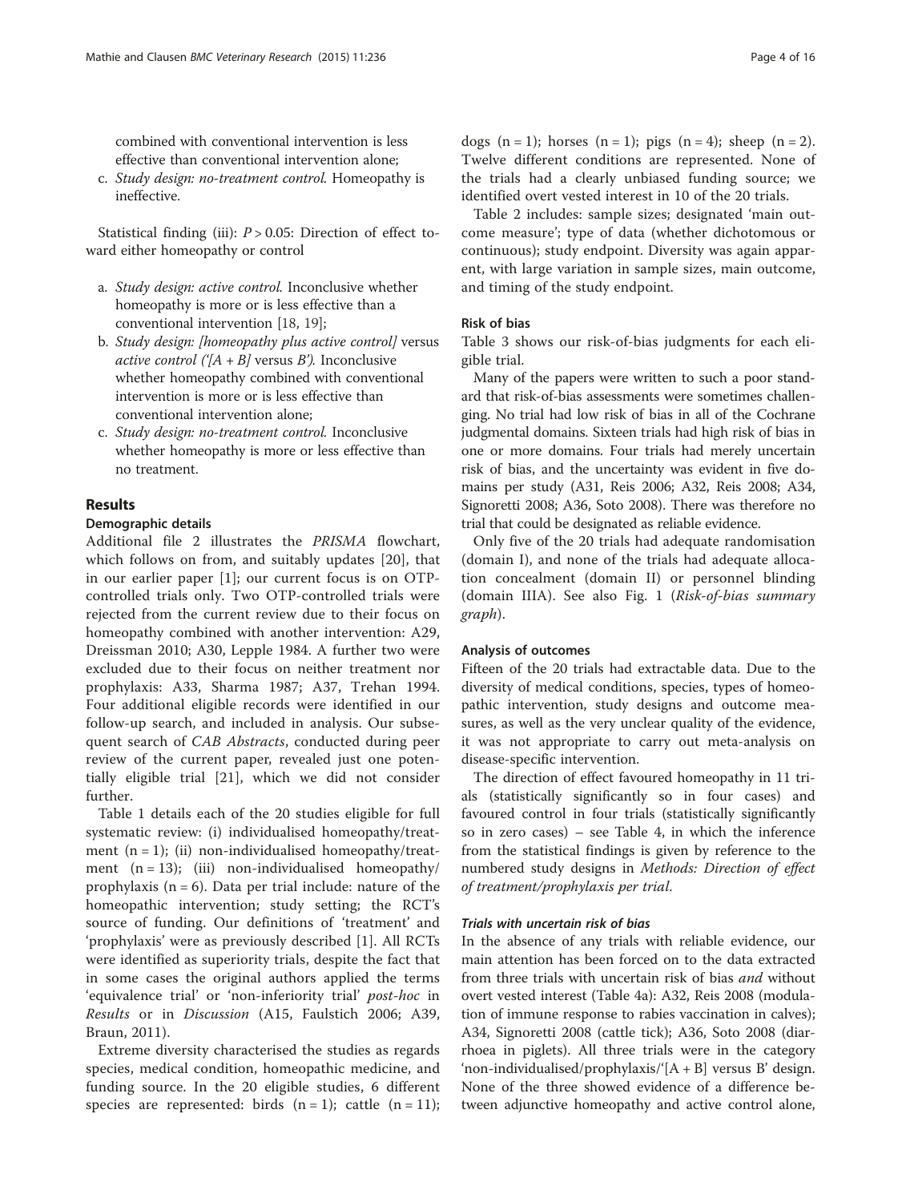combined with conventional intervention is less effective than conventional intervention alone;

c. *Study design: no-treatment control.* Homeopathy is ineffective.

Statistical finding (iii): $P > 0.05$: Direction of effect toward either homeopathy or control

a. *Study design: active control.* Inconclusive whether homeopathy is more or is less effective than a conventional intervention [18, 19];
b. *Study design: [homeopathy plus active control]* versus *active control ('[A + B]* versus *B').* Inconclusive whether homeopathy combined with conventional intervention is more or is less effective than conventional intervention alone;
c. *Study design: no-treatment control.* Inconclusive whether homeopathy is more or less effective than no treatment.

## Results

### Demographic details

Additional file 2 illustrates the *PRISMA* flowchart, which follows on from, and suitably updates [20], that in our earlier paper [1]; our current focus is on OTP-controlled trials only. Two OTP-controlled trials were rejected from the current review due to their focus on homeopathy combined with another intervention: A29, Dreissman 2010; A30, Lepple 1984. A further two were excluded due to their focus on neither treatment nor prophylaxis: A33, Sharma 1987; A37, Trehan 1994. Four additional eligible records were identified in our follow-up search, and included in analysis. Our subsequent search of *CAB Abstracts*, conducted during peer review of the current paper, revealed just one potentially eligible trial [21], which we did not consider further.

Table 1 details each of the 20 studies eligible for full systematic review: (i) individualised homeopathy/treatment (n = 1); (ii) non-individualised homeopathy/treatment (n = 13); (iii) non-individualised homeopathy/prophylaxis (n = 6). Data per trial include: nature of the homeopathic intervention; study setting; the RCT's source of funding. Our definitions of 'treatment' and 'prophylaxis' were as previously described [1]. All RCTs were identified as superiority trials, despite the fact that in some cases the original authors applied the terms 'equivalence trial' or 'non-inferiority trial' *post-hoc* in *Results* or in *Discussion* (A15, Faulstich 2006; A39, Braun, 2011).

Extreme diversity characterised the studies as regards species, medical condition, homeopathic medicine, and funding source. In the 20 eligible studies, 6 different species are represented: birds (n = 1); cattle (n = 11); dogs (n = 1); horses (n = 1); pigs (n = 4); sheep (n = 2). Twelve different conditions are represented. None of the trials had a clearly unbiased funding source; we identified overt vested interest in 10 of the 20 trials.

Table 2 includes: sample sizes; designated 'main outcome measure'; type of data (whether dichotomous or continuous); study endpoint. Diversity was again apparent, with large variation in sample sizes, main outcome, and timing of the study endpoint.

### Risk of bias

Table 3 shows our risk-of-bias judgments for each eligible trial.

Many of the papers were written to such a poor standard that risk-of-bias assessments were sometimes challenging. No trial had low risk of bias in all of the Cochrane judgmental domains. Sixteen trials had high risk of bias in one or more domains. Four trials had merely uncertain risk of bias, and the uncertainty was evident in five domains per study (A31, Reis 2006; A32, Reis 2008; A34, Signoretti 2008; A36, Soto 2008). There was therefore no trial that could be designated as reliable evidence.

Only five of the 20 trials had adequate randomisation (domain I), and none of the trials had adequate allocation concealment (domain II) or personnel blinding (domain IIIA). See also Fig. 1 (*Risk-of-bias summary graph*).

### Analysis of outcomes

Fifteen of the 20 trials had extractable data. Due to the diversity of medical conditions, species, types of homeopathic intervention, study designs and outcome measures, as well as the very unclear quality of the evidence, it was not appropriate to carry out meta-analysis on disease-specific intervention.

The direction of effect favoured homeopathy in 11 trials (statistically significantly so in four cases) and favoured control in four trials (statistically significantly so in zero cases) – see Table 4, in which the inference from the statistical findings is given by reference to the numbered study designs in *Methods: Direction of effect of treatment/prophylaxis per trial.*

#### *Trials with uncertain risk of bias*

In the absence of any trials with reliable evidence, our main attention has been forced on to the data extracted from three trials with uncertain risk of bias *and* without overt vested interest (Table 4a): A32, Reis 2008 (modulation of immune response to rabies vaccination in calves); A34, Signoretti 2008 (cattle tick); A36, Soto 2008 (diarrhoea in piglets). All three trials were in the category 'non-individualised/prophylaxis/'[A + B] versus B' design. None of the three showed evidence of a difference between adjunctive homeopathy and active control alone,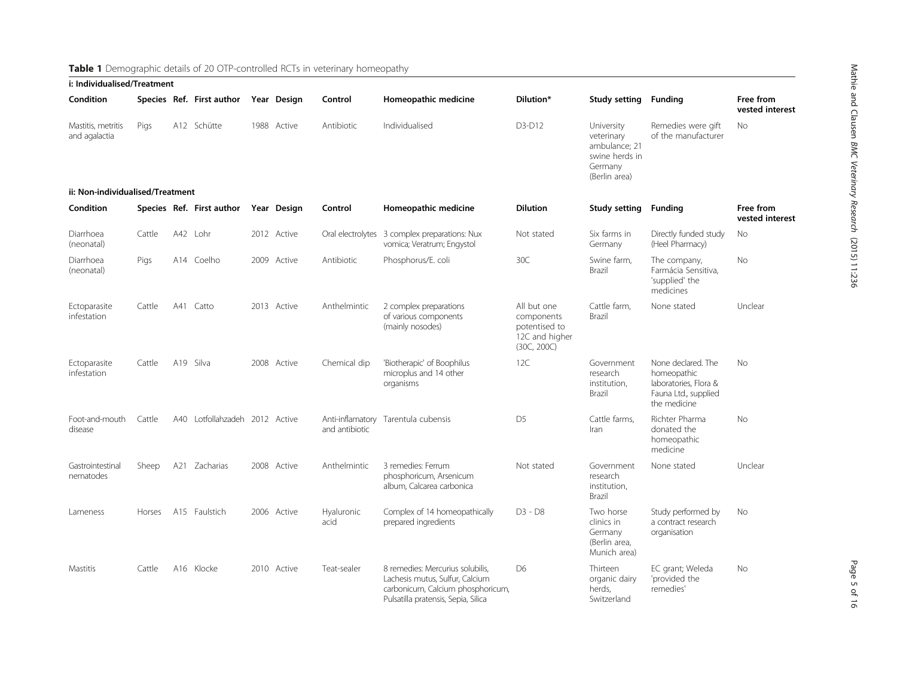**Table 1** Demographic details of 20 OTP-controlled RCTs in veterinary homeopathy

| i: Individualised/Treatment | | | | | | | | | | | |
|---|---|---|---|---|---|---|---|---|---|---|---|
| **Condition** | **Species** | **Ref.** | **First author** | **Year** | **Design** | **Control** | **Homeopathic medicine** | **Dilution*** | **Study setting** | **Funding** | **Free from vested interest** |
| Mastitis, metritis and agalactia | Pigs | A12 | Schütte | 1988 | Active | Antibiotic | Individualised | D3-D12 | University veterinary ambulance; 21 swine herds in Germany (Berlin area) | Remedies were gift of the manufacturer | No |
| **ii: Non-individualised/Treatment** | | | | | | | | | | | |
| **Condition** | **Species** | **Ref.** | **First author** | **Year** | **Design** | **Control** | **Homeopathic medicine** | **Dilution** | **Study setting** | **Funding** | **Free from vested interest** |
| Diarrhoea (neonatal) | Cattle | A42 | Lohr | 2012 | Active | Oral electrolytes | 3 complex preparations: Nux vomica; Veratrum; Engystol | Not stated | Six farms in Germany | Directly funded study (Heel Pharmacy) | No |
| Diarrhoea (neonatal) | Pigs | A14 | Coelho | 2009 | Active | Antibiotic | Phosphorus/E. coli | 30C | Swine farm, Brazil | The company, Farmácia Sensitiva, 'supplied' the medicines | No |
| Ectoparasite infestation | Cattle | A41 | Catto | 2013 | Active | Anthelmintic | 2 complex preparations of various components (mainly nosodes) | All but one components potentised to 12C and higher (30C, 200C) | Cattle farm, Brazil | None stated | Unclear |
| Ectoparasite infestation | Cattle | A19 | Silva | 2008 | Active | Chemical dip | 'Biotherapic' of Boophilus microplus and 14 other organisms | 12C | Government research institution, Brazil | None declared. The homeopathic laboratories, Flora & Fauna Ltd., supplied the medicine | No |
| Foot-and-mouth disease | Cattle | A40 | Lotfollahzadeh | 2012 | Active | Anti-inflamatory and antibiotic | Tarentula cubensis | D5 | Cattle farms, Iran | Richter Pharma donated the homeopathic medicine | No |
| Gastrointestinal nematodes | Sheep | A21 | Zacharias | 2008 | Active | Anthelmintic | 3 remedies: Ferrum phosphoricum, Arsenicum album, Calcarea carbonica | Not stated | Government research institution, Brazil | None stated | Unclear |
| Lameness | Horses | A15 | Faulstich | 2006 | Active | Hyaluronic acid | Complex of 14 homeopathically prepared ingredients | D3 - D8 | Two horse clinics in Germany (Berlin area, Munich area) | Study performed by a contract research organisation | No |
| Mastitis | Cattle | A16 | Klocke | 2010 | Active | Teat-sealer | 8 remedies: Mercurius solubilis, Lachesis mutus, Sulfur, Calcium carbonicum, Calcium phosphoricum, Pulsatilla pratensis, Sepia, Silica | D6 | Thirteen organic dairy herds, Switzerland | EC grant; Weleda 'provided the remedies' | No |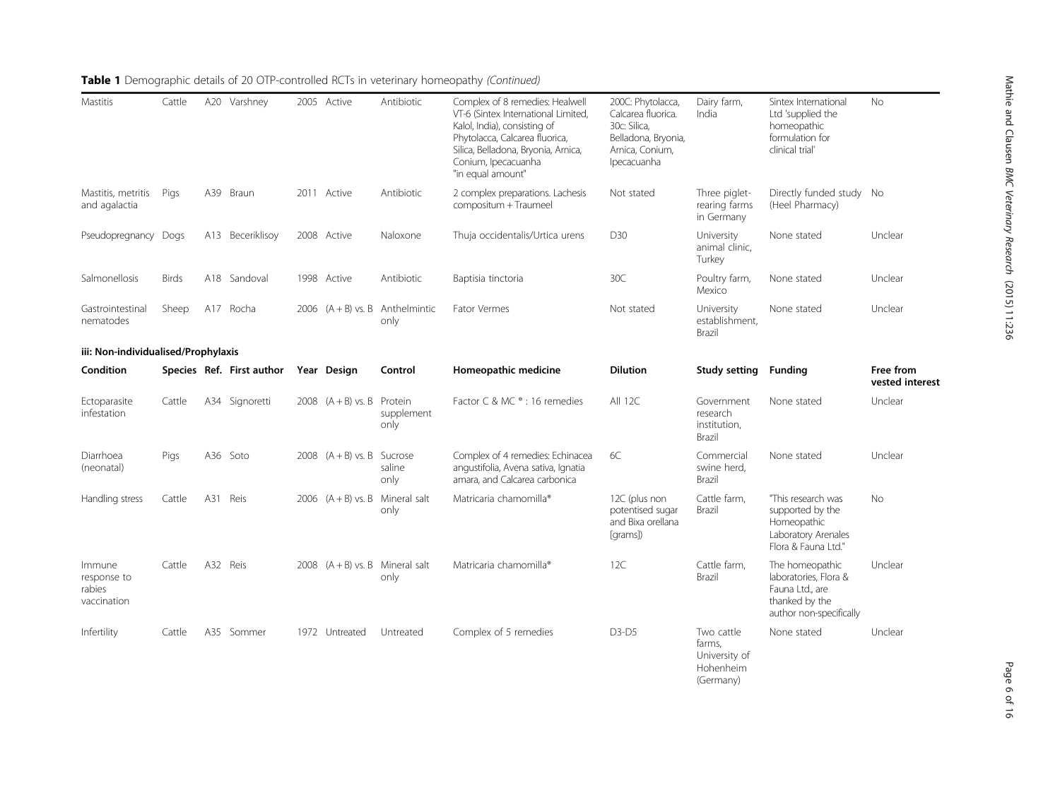**Table 1** Demographic details of 20 OTP-controlled RCTs in veterinary homeopathy *(Continued)*

| Condition | Species | Ref. | First author | Year | Design | Control | Homeopathic medicine | Dilution | Study setting | Funding | Free from vested interest |
|---|---|---|---|---|---|---|---|---|---|---|---|
| Mastitis | Cattle | A20 | Varshney | 2005 | Active | Antibiotic | Complex of 8 remedies: Healwell VT-6 (Sintex International Limited, Kalol, India), consisting of Phytolacca, Calcarea fluorica, Silica, Belladona, Bryonia, Arnica, Conium, Ipecacuanha "in equal amount" | 200C: Phytolacca, Calcarea fluorica. 30c: Silica, Belladona, Bryonia, Arnica, Conium, Ipecacuanha | Dairy farm, India | Sintex International Ltd 'supplied the homeopathic formulation for clinical trial' | No |
| Mastitis, metritis and agalactia | Pigs | A39 | Braun | 2011 | Active | Antibiotic | 2 complex preparations. Lachesis compositum + Traumeel | Not stated | Three piglet-rearing farms in Germany | Directly funded study (Heel Pharmacy) | No |
| Pseudopregnancy | Dogs | A13 | Beceriklisoy | 2008 | Active | Naloxone | Thuja occidentalis/Urtica urens | D30 | University animal clinic, Turkey | None stated | Unclear |
| Salmonellosis | Birds | A18 | Sandoval | 1998 | Active | Antibiotic | Baptisia tinctoria | 30C | Poultry farm, Mexico | None stated | Unclear |
| Gastrointestinal nematodes | Sheep | A17 | Rocha | 2006 | (A + B) vs. B | Anthelmintic only | Fator Vermes | Not stated | University establishment, Brazil | None stated | Unclear |
| **iii: Non-individualised/Prophylaxis** | | | | | | | | | | | |
| **Condition** | **Species** | **Ref.** | **First author** | **Year** | **Design** | **Control** | **Homeopathic medicine** | **Dilution** | **Study setting** | **Funding** | **Free from vested interest** |
| Ectoparasite infestation | Cattle | A34 | Signoretti | 2008 | (A + B) vs. B | Protein supplement only | Factor C & MC ®: 16 remedies | All 12C | Government research institution, Brazil | None stated | Unclear |
| Diarrhoea (neonatal) | Pigs | A36 | Soto | 2008 | (A + B) vs. B | Sucrose saline only | Complex of 4 remedies: Echinacea angustifolia, Avena sativa, Ignatia amara, and Calcarea carbonica | 6C | Commercial swine herd, Brazil | None stated | Unclear |
| Handling stress | Cattle | A31 | Reis | 2006 | (A + B) vs. B | Mineral salt only | Matricaria chamomilla® | 12C (plus non potentised sugar and Bixa orellana [grams]) | Cattle farm, Brazil | "This research was supported by the Homeopathic Laboratory Arenales Flora & Fauna Ltd." | No |
| Immune response to rabies vaccination | Cattle | A32 | Reis | 2008 | (A + B) vs. B | Mineral salt only | Matricaria chamomilla® | 12C | Cattle farm, Brazil | The homeopathic laboratories, Flora & Fauna Ltd., are thanked by the author non-specifically | Unclear |
| Infertility | Cattle | A35 | Sommer | 1972 | Untreated | Untreated | Complex of 5 remedies | D3-D5 | Two cattle farms, University of Hohenheim (Germany) | None stated | Unclear |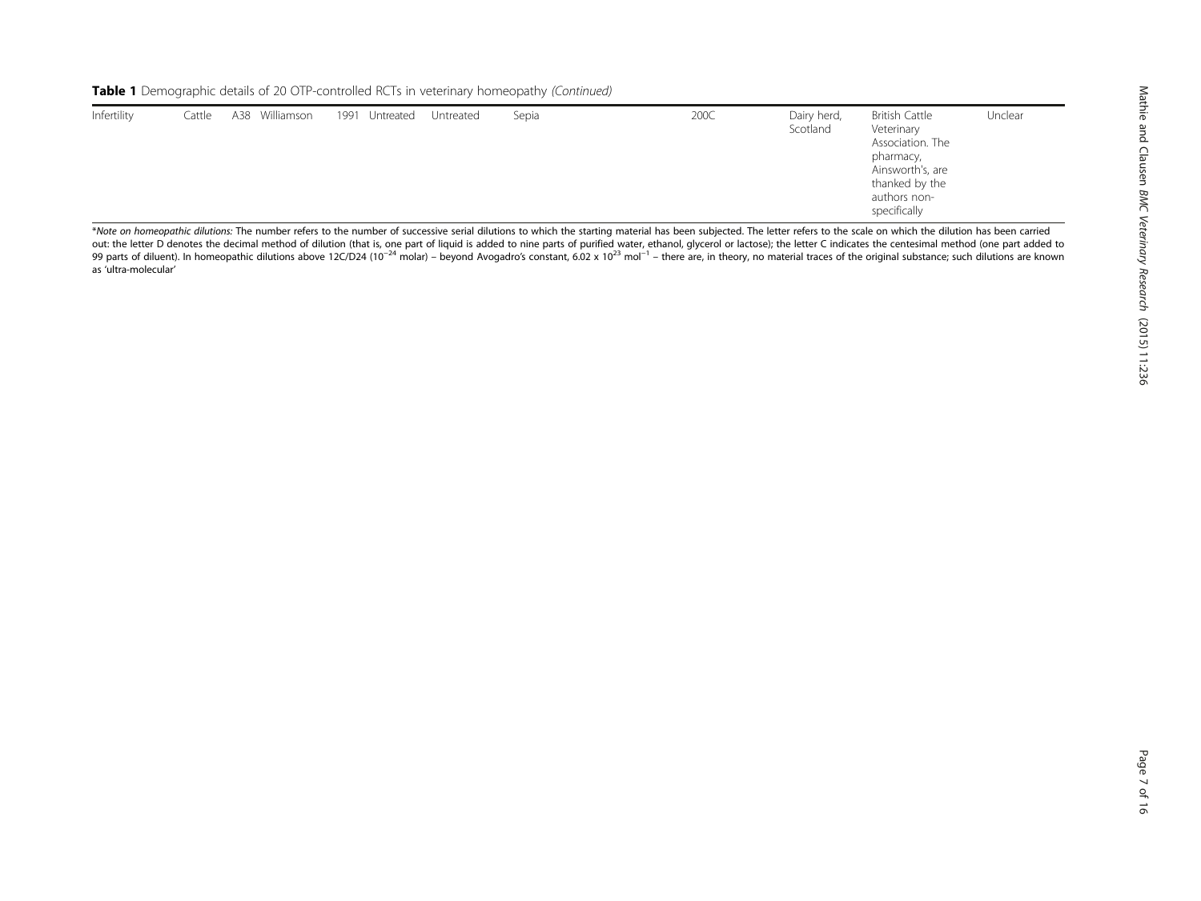**Table 1** Demographic details of 20 OTP-controlled RCTs in veterinary homeopathy *(Continued)*

| | | | | | | | | | | | |
|---|---|---|---|---|---|---|---|---|---|---|---|
| Infertility | Cattle | A38 | Williamson | 1991 | Untreated | Untreated | Sepia | 200C | Dairy herd, Scotland | British Cattle Veterinary Association. The pharmacy, Ainsworth's, are thanked by the authors non-specifically | Unclear |

*\*Note on homeopathic dilutions:* The number refers to the number of successive serial dilutions to which the starting material has been subjected. The letter refers to the scale on which the dilution has been carried out: the letter D denotes the decimal method of dilution (that is, one part of liquid is added to nine parts of purified water, ethanol, glycerol or lactose); the letter C indicates the centesimal method (one part added to 99 parts of diluent). In homeopathic dilutions above 12C/D24 ($10^{-24}$ molar) – beyond Avogadro's constant, $6.02 \times 10^{23}$ $mol^{-1}$ – there are, in theory, no material traces of the original substance; such dilutions are known as 'ultra-molecular'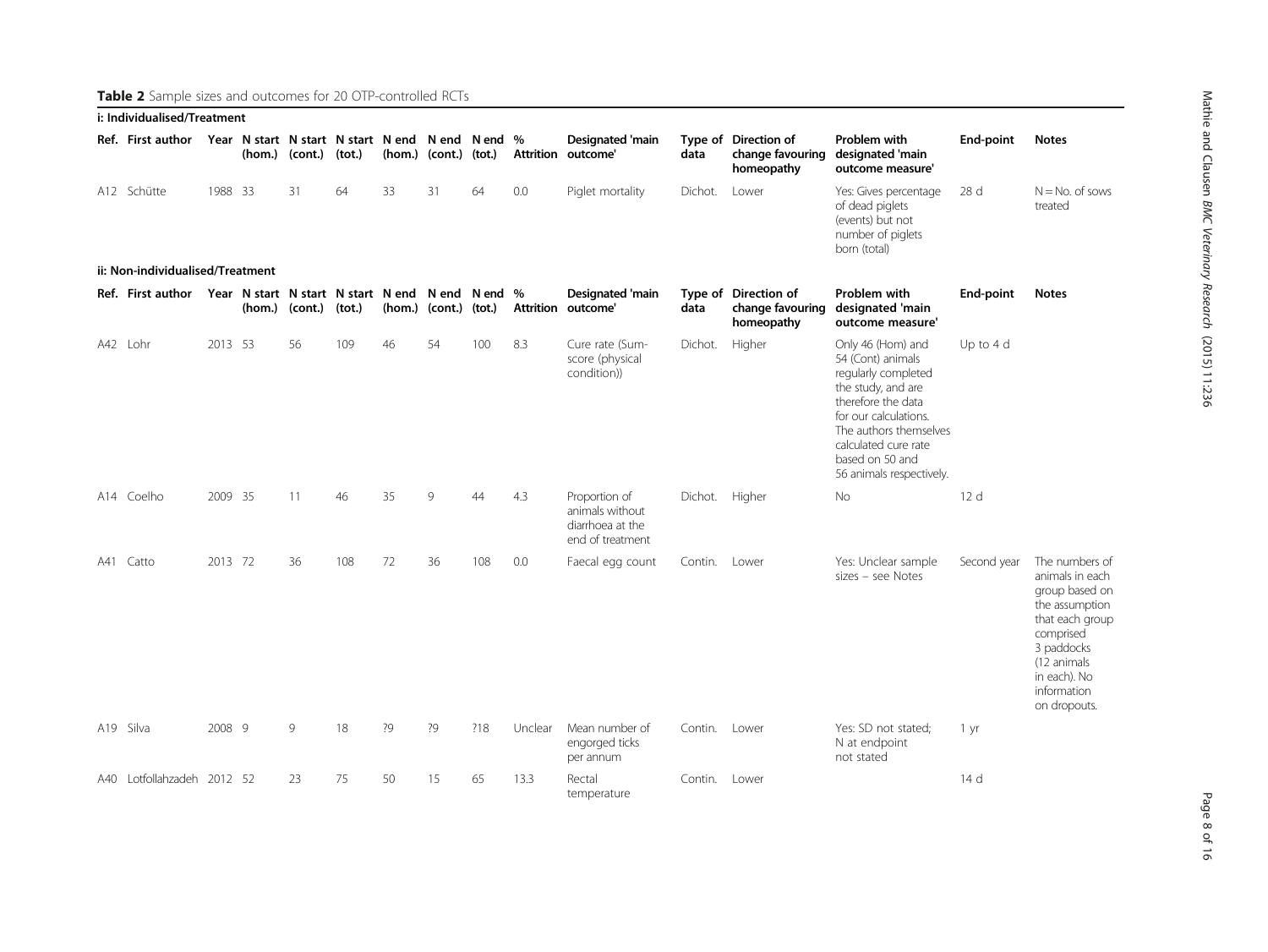**Table 2** Sample sizes and outcomes for 20 OTP-controlled RCTs

**i: Individualised/Treatment**

| Ref. | First author | Year | N start (hom.) | N start (cont.) | N start (tot.) | N end (hom.) | N end (cont.) | N end (tot.) | % Attrition | Designated 'main outcome' | Type of data | Direction of change favouring homeopathy | Problem with designated 'main outcome measure' | End-point | Notes |
|---|---|---|---|---|---|---|---|---|---|---|---|---|---|---|---|
| A12 | Schütte | 1988 | 33 | 31 | 64 | 33 | 31 | 64 | 0.0 | Piglet mortality | Dichot. | Lower | Yes: Gives percentage of dead piglets (events) but not number of piglets born (total) | 28 d | N = No. of sows treated |

**ii: Non-individualised/Treatment**

| Ref. | First author | Year | N start (hom.) | N start (cont.) | N start (tot.) | N end (hom.) | N end (cont.) | N end (tot.) | % Attrition | Designated 'main outcome' | Type of data | Direction of change favouring homeopathy | Problem with designated 'main outcome measure' | End-point | Notes |
|---|---|---|---|---|---|---|---|---|---|---|---|---|---|---|---|
| A42 | Lohr | 2013 | 53 | 56 | 109 | 46 | 54 | 100 | 8.3 | Cure rate (Sum-score (physical condition)) | Dichot. | Higher | Only 46 (Hom) and 54 (Cont) animals regularly completed the study, and are therefore the data for our calculations. The authors themselves calculated cure rate based on 50 and 56 animals respectively. | Up to 4 d | |
| A14 | Coelho | 2009 | 35 | 11 | 46 | 35 | 9 | 44 | 4.3 | Proportion of animals without diarrhoea at the end of treatment | Dichot. | Higher | No | 12 d | |
| A41 | Catto | 2013 | 72 | 36 | 108 | 72 | 36 | 108 | 0.0 | Faecal egg count | Contin. | Lower | Yes: Unclear sample sizes – see Notes | Second year | The numbers of animals in each group based on the assumption that each group comprised 3 paddocks (12 animals in each). No information on dropouts. |
| A19 | Silva | 2008 | 9 | 9 | 18 | ?9 | ?9 | ?18 | Unclear | Mean number of engorged ticks per annum | Contin. | Lower | Yes: SD not stated; N at endpoint not stated | 1 yr | |
| A40 | Lotfollahzadeh | 2012 | 52 | 23 | 75 | 50 | 15 | 65 | 13.3 | Rectal temperature | Contin. | Lower | | 14 d | |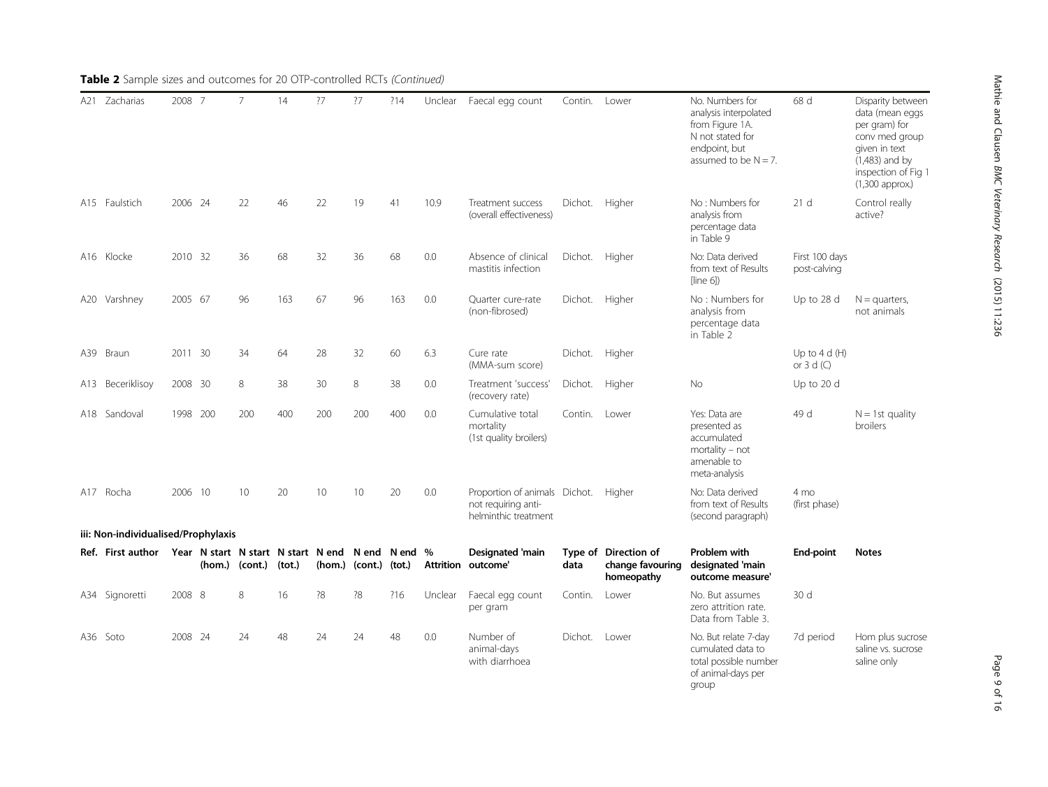**Table 2** Sample sizes and outcomes for 20 OTP-controlled RCTs *(Continued)*

| Ref. | First author | Year | N start (hom.) | N start (cont.) | N start (tot.) | N end (hom.) | N end (cont.) | N end (tot.) | % Attrition | Designated 'main outcome' | Type of data | Direction of change favouring homeopathy | Problem with designated 'main outcome measure' | End-point | Notes |
|---|---|---|---|---|---|---|---|---|---|---|---|---|---|---|---|
| A21 | Zacharias | 2008 | 7 | 7 | 14 | ?7 | ?7 | ?14 | Unclear | Faecal egg count | Contin. | Lower | No. Numbers for analysis interpolated from Figure 1A. N not stated for endpoint, but assumed to be N = 7. | 68 d | Disparity between data (mean eggs per gram) for conv med group given in text (1,483) and by inspection of Fig 1 (1,300 approx.) |
| A15 | Faulstich | 2006 | 24 | 22 | 46 | 22 | 19 | 41 | 10.9 | Treatment success (overall effectiveness) | Dichot. | Higher | No : Numbers for analysis from percentage data in Table 9 | 21 d | Control really active? |
| A16 | Klocke | 2010 | 32 | 36 | 68 | 32 | 36 | 68 | 0.0 | Absence of clinical mastitis infection | Dichot. | Higher | No: Data derived from text of Results [line 6]) | First 100 days post-calving | |
| A20 | Varshney | 2005 | 67 | 96 | 163 | 67 | 96 | 163 | 0.0 | Quarter cure-rate (non-fibrosed) | Dichot. | Higher | No : Numbers for analysis from percentage data in Table 2 | Up to 28 d | N = quarters, not animals |
| A39 | Braun | 2011 | 30 | 34 | 64 | 28 | 32 | 60 | 6.3 | Cure rate (MMA-sum score) | Dichot. | Higher | | Up to 4 d (H) or 3 d (C) | |
| A13 | Beceriklisoy | 2008 | 30 | 8 | 38 | 30 | 8 | 38 | 0.0 | Treatment 'success' (recovery rate) | Dichot. | Higher | No | Up to 20 d | |
| A18 | Sandoval | 1998 | 200 | 200 | 400 | 200 | 200 | 400 | 0.0 | Cumulative total mortality (1st quality broilers) | Contin. | Lower | Yes: Data are presented as accumulated mortality – not amenable to meta-analysis | 49 d | N = 1st quality broilers |
| A17 | Rocha | 2006 | 10 | 10 | 20 | 10 | 10 | 20 | 0.0 | Proportion of animals not requiring anti-helminthic treatment | Dichot. | Higher | No: Data derived from text of Results (second paragraph) | 4 mo (first phase) | |
| **iii: Non-individualised/Prophylaxis** | | | | | | | | | | | | | | | |
| **Ref.** | **First author** | **Year** | **N start (hom.)** | **N start (cont.)** | **N start (tot.)** | **N end (hom.)** | **N end (cont.)** | **N end (tot.)** | **% Attrition** | **Designated 'main outcome'** | **Type of data** | **Direction of change favouring homeopathy** | **Problem with designated 'main outcome measure'** | **End-point** | **Notes** |
| A34 | Signoretti | 2008 | 8 | 8 | 16 | ?8 | ?8 | ?16 | Unclear | Faecal egg count per gram | Contin. | Lower | No. But assumes zero attrition rate. Data from Table 3. | 30 d | |
| A36 | Soto | 2008 | 24 | 24 | 48 | 24 | 24 | 48 | 0.0 | Number of animal-days with diarrhoea | Dichot. | Lower | No. But relate 7-day cumulated data to total possible number of animal-days per group | 7d period | Hom plus sucrose saline vs. sucrose saline only |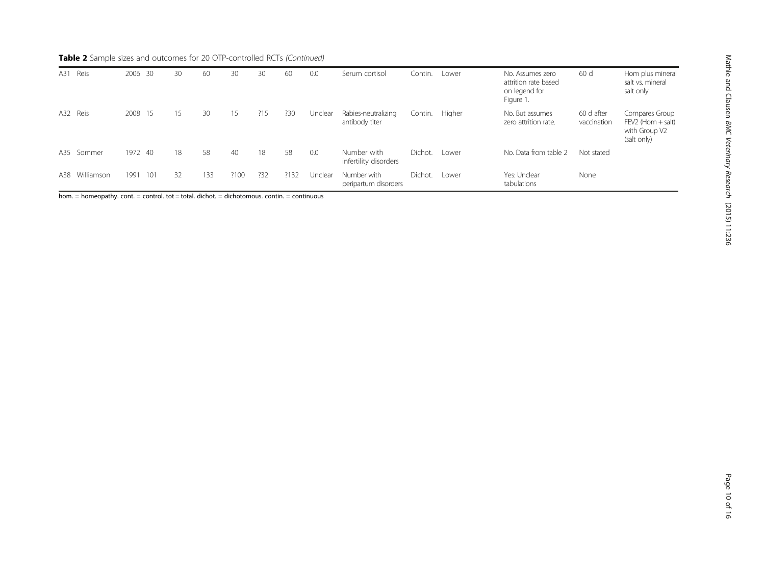**Table 2** Sample sizes and outcomes for 20 OTP-controlled RCTs *(Continued)*

| | | | | | | | | | | | | | | | |
|---|---|---|---|---|---|---|---|---|---|---|---|---|---|---|---|
| A31 | Reis | 2006 | 30 | 30 | 60 | 30 | 30 | 60 | 0.0 | Serum cortisol | Contin. | Lower | No. Assumes zero attrition rate based on legend for Figure 1. | 60 d | Hom plus mineral salt vs. mineral salt only |
| A32 | Reis | 2008 | 15 | 15 | 30 | 15 | ?15 | ?30 | Unclear | Rabies-neutralizing antibody titer | Contin. | Higher | No. But assumes zero attrition rate. | 60 d after vaccination | Compares Group FEV2 (Hom + salt) with Group V2 (salt only) |
| A35 | Sommer | 1972 | 40 | 18 | 58 | 40 | 18 | 58 | 0.0 | Number with infertility disorders | Dichot. | Lower | No. Data from table 2 | Not stated | |
| A38 | Williamson | 1991 | 101 | 32 | 133 | ?100 | ?32 | ?132 | Unclear | Number with peripartum disorders | Dichot. | Lower | Yes: Unclear tabulations | None | |

hom. = homeopathy. cont. = control. tot = total. dichot. = dichotomous. contin. = continuous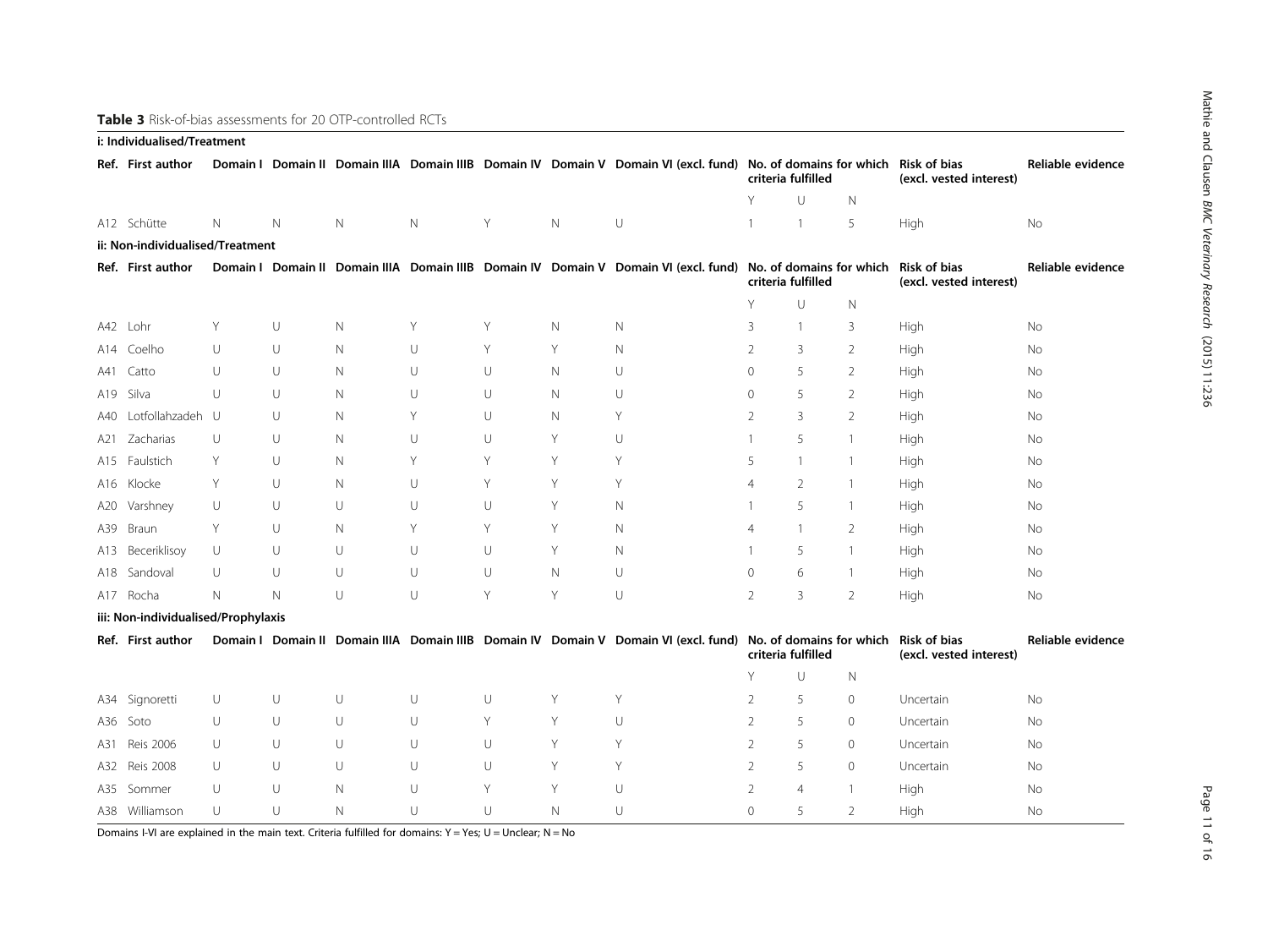**Table 3** Risk-of-bias assessments for 20 OTP-controlled RCTs

**i: Individualised/Treatment**

| Ref. | First author | Domain I | Domain II | Domain IIIA | Domain IIIB | Domain IV | Domain V | Domain VI (excl. fund) | No. of domains for which criteria fulfilled | | | Risk of bias (excl. vested interest) | Reliable evidence |
|---|---|---|---|---|---|---|---|---|---|---|---|---|---|
| | | | | | | | | | Y | U | N | | |
| A12 | Schütte | N | N | N | N | Y | N | U | 1 | 1 | 5 | High | No |

**ii: Non-individualised/Treatment**

| Ref. | First author | Domain I | Domain II | Domain IIIA | Domain IIIB | Domain IV | Domain V | Domain VI (excl. fund) | No. of domains for which criteria fulfilled | | | Risk of bias (excl. vested interest) | Reliable evidence |
|---|---|---|---|---|---|---|---|---|---|---|---|---|---|
| | | | | | | | | | Y | U | N | | |
| A42 | Lohr | Y | U | N | Y | Y | N | N | 3 | 1 | 3 | High | No |
| A14 | Coelho | U | U | N | U | Y | Y | N | 2 | 3 | 2 | High | No |
| A41 | Catto | U | U | N | U | U | N | U | 0 | 5 | 2 | High | No |
| A19 | Silva | U | U | N | U | U | N | U | 0 | 5 | 2 | High | No |
| A40 | Lotfollahzadeh | U | U | N | Y | U | N | Y | 2 | 3 | 2 | High | No |
| A21 | Zacharias | U | U | N | U | U | Y | U | 1 | 5 | 1 | High | No |
| A15 | Faulstich | Y | U | N | Y | Y | Y | Y | 5 | 1 | 1 | High | No |
| A16 | Klocke | Y | U | N | U | Y | Y | Y | 4 | 2 | 1 | High | No |
| A20 | Varshney | U | U | U | U | U | Y | N | 1 | 5 | 1 | High | No |
| A39 | Braun | Y | U | N | Y | Y | Y | N | 4 | 1 | 2 | High | No |
| A13 | Beceriklisoy | U | U | U | U | U | Y | N | 1 | 5 | 1 | High | No |
| A18 | Sandoval | U | U | U | U | U | N | U | 0 | 6 | 1 | High | No |
| A17 | Rocha | N | N | U | U | Y | Y | U | 2 | 3 | 2 | High | No |

**iii: Non-individualised/Prophylaxis**

| Ref. | First author | Domain I | Domain II | Domain IIIA | Domain IIIB | Domain IV | Domain V | Domain VI (excl. fund) | No. of domains for which criteria fulfilled | | | Risk of bias (excl. vested interest) | Reliable evidence |
|---|---|---|---|---|---|---|---|---|---|---|---|---|---|
| | | | | | | | | | Y | U | N | | |
| A34 | Signoretti | U | U | U | U | U | Y | Y | 2 | 5 | 0 | Uncertain | No |
| A36 | Soto | U | U | U | U | Y | Y | U | 2 | 5 | 0 | Uncertain | No |
| A31 | Reis 2006 | U | U | U | U | U | Y | Y | 2 | 5 | 0 | Uncertain | No |
| A32 | Reis 2008 | U | U | U | U | U | Y | Y | 2 | 5 | 0 | Uncertain | No |
| A35 | Sommer | U | U | N | U | Y | Y | U | 2 | 4 | 1 | High | No |
| A38 | Williamson | U | U | N | U | U | N | U | 0 | 5 | 2 | High | No |

Domains I-VI are explained in the main text. Criteria fulfilled for domains: Y = Yes; U = Unclear; N = No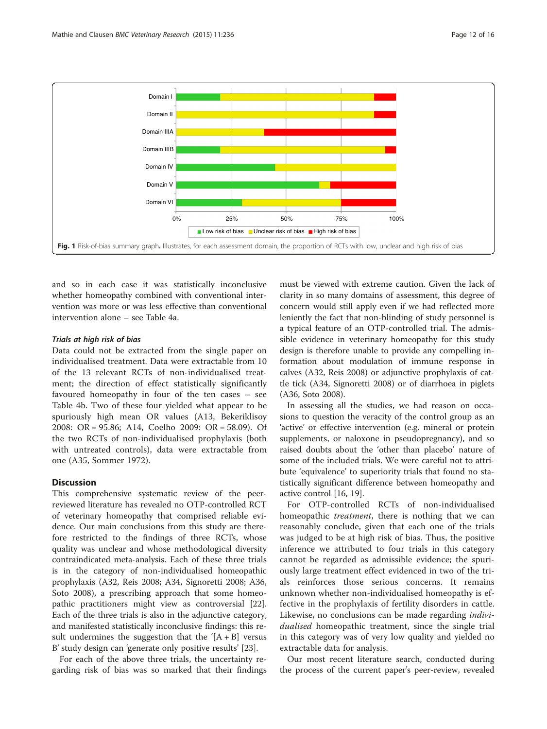Fig. 1 Risk-of-bias summary graph. Illustrates, for each assessment domain, the proportion of RCTs with low, unclear and high risk of bias

and so in each case it was statistically inconclusive whether homeopathy combined with conventional intervention was more or was less effective than conventional intervention alone – see Table 4a.

#### *Trials at high risk of bias*

Data could not be extracted from the single paper on individualised treatment. Data were extractable from 10 of the 13 relevant RCTs of non-individualised treatment; the direction of effect statistically significantly favoured homeopathy in four of the ten cases – see Table 4b. Two of these four yielded what appear to be spuriously high mean OR values (A13, Bekeriklisoy 2008: OR = 95.86; A14, Coelho 2009: OR = 58.09). Of the two RCTs of non-individualised prophylaxis (both with untreated controls), data were extractable from one (A35, Sommer 1972).

## Discussion

This comprehensive systematic review of the peer-reviewed literature has revealed no OTP-controlled RCT of veterinary homeopathy that comprised reliable evidence. Our main conclusions from this study are therefore restricted to the findings of three RCTs, whose quality was unclear and whose methodological diversity contraindicated meta-analysis. Each of these three trials is in the category of non-individualised homeopathic prophylaxis (A32, Reis 2008; A34, Signoretti 2008; A36, Soto 2008), a prescribing approach that some homeopathic practitioners might view as controversial [22]. Each of the three trials is also in the adjunctive category, and manifested statistically inconclusive findings: this result undermines the suggestion that the '[A + B] versus B' study design can 'generate only positive results' [23].

For each of the above three trials, the uncertainty regarding risk of bias was so marked that their findings must be viewed with extreme caution. Given the lack of clarity in so many domains of assessment, this degree of concern would still apply even if we had reflected more leniently the fact that non-blinding of study personnel is a typical feature of an OTP-controlled trial. The admissible evidence in veterinary homeopathy for this study design is therefore unable to provide any compelling information about modulation of immune response in calves (A32, Reis 2008) or adjunctive prophylaxis of cattle tick (A34, Signoretti 2008) or of diarrhoea in piglets (A36, Soto 2008).

In assessing all the studies, we had reason on occasions to question the veracity of the control group as an 'active' or effective intervention (e.g. mineral or protein supplements, or naloxone in pseudopregnancy), and so raised doubts about the 'other than placebo' nature of some of the included trials. We were careful not to attribute 'equivalence' to superiority trials that found no statistically significant difference between homeopathy and active control [16, 19].

For OTP-controlled RCTs of non-individualised homeopathic *treatment*, there is nothing that we can reasonably conclude, given that each one of the trials was judged to be at high risk of bias. Thus, the positive inference we attributed to four trials in this category cannot be regarded as admissible evidence; the spuriously large treatment effect evidenced in two of the trials reinforces those serious concerns. It remains unknown whether non-individualised homeopathy is effective in the prophylaxis of fertility disorders in cattle. Likewise, no conclusions can be made regarding *individualised* homeopathic treatment, since the single trial in this category was of very low quality and yielded no extractable data for analysis.

Our most recent literature search, conducted during the process of the current paper's peer-review, revealed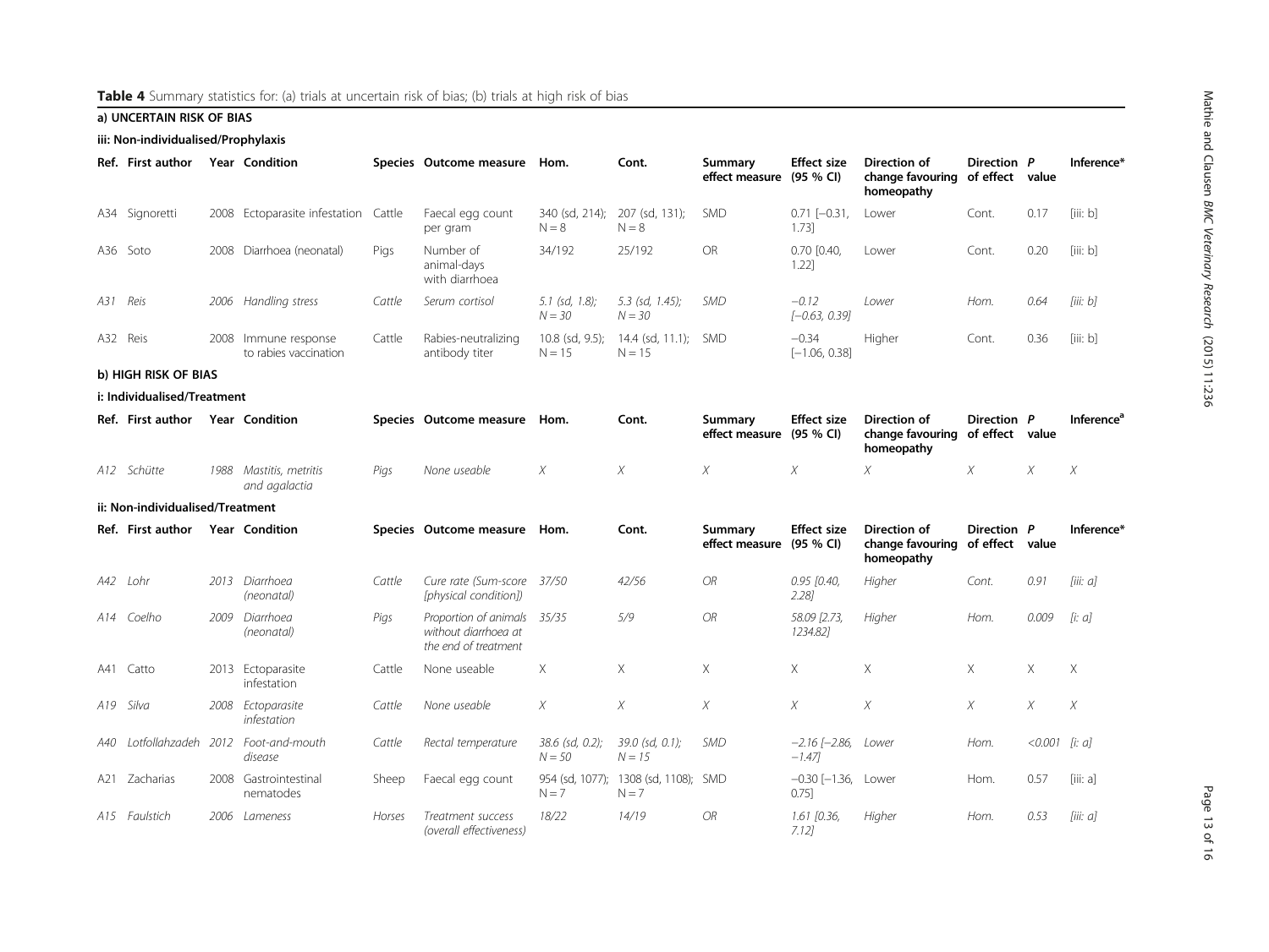**Table 4** Summary statistics for: (a) trials at uncertain risk of bias; (b) trials at high risk of bias

**a) UNCERTAIN RISK OF BIAS**

**iii: Non-individualised/Prophylaxis**

| Ref. | First author | Year | Condition | Species | Outcome measure | Hom. | Cont. | Summary effect measure | Effect size (95 % CI) | Direction of change favouring homeopathy | Direction of effect | P value | Inference* |
|---|---|---|---|---|---|---|---|---|---|---|---|---|---|
| A34 | Signoretti | 2008 | Ectoparasite infestation | Cattle | Faecal egg count per gram | 340 (sd, 214); N = 8 | 207 (sd, 131); N = 8 | SMD | 0.71 [−0.31, 1.73] | Lower | Cont. | 0.17 | [iii: b] |
| A36 | Soto | 2008 | Diarrhoea (neonatal) | Pigs | Number of animal-days with diarrhoea | 34/192 | 25/192 | OR | 0.70 [0.40, 1.22] | Lower | Cont. | 0.20 | [iii: b] |
| *A31* | *Reis* | *2006* | *Handling stress* | *Cattle* | *Serum cortisol* | *5.1 (sd, 1.8); N = 30* | *5.3 (sd, 1.45); N = 30* | *SMD* | *−0.12 [−0.63, 0.39]* | *Lower* | *Hom.* | *0.64* | *[iii: b]* |
| A32 | Reis | 2008 | Immune response to rabies vaccination | Cattle | Rabies-neutralizing antibody titer | 10.8 (sd, 9.5); N = 15 | 14.4 (sd, 11.1); N = 15 | SMD | −0.34 [−1.06, 0.38] | Higher | Cont. | 0.36 | [iii: b] |

**b) HIGH RISK OF BIAS**

**i: Individualised/Treatment**

| Ref. | First author | Year | Condition | Species | Outcome measure | Hom. | Cont. | Summary effect measure | Effect size (95 % CI) | Direction of change favouring homeopathy | Direction of effect | P value | Inference[a] |
|---|---|---|---|---|---|---|---|---|---|---|---|---|---|
| *A12* | *Schütte* | *1988* | *Mastitis, metritis and agalactia* | *Pigs* | *None useable* | *X* | *X* | *X* | *X* | *X* | *X* | *X* | *X* |

**ii: Non-individualised/Treatment**

| Ref. | First author | Year | Condition | Species | Outcome measure | Hom. | Cont. | Summary effect measure | Effect size (95 % CI) | Direction of change favouring homeopathy | Direction of effect | P value | Inference* |
|---|---|---|---|---|---|---|---|---|---|---|---|---|---|
| *A42* | *Lohr* | *2013* | *Diarrhoea (neonatal)* | *Cattle* | *Cure rate (Sum-score [physical condition])* | *37/50* | *42/56* | *OR* | *0.95 [0.40, 2.28]* | *Higher* | *Cont.* | *0.91* | *[iii: a]* |
| *A14* | *Coelho* | *2009* | *Diarrhoea (neonatal)* | *Pigs* | *Proportion of animals without diarrhoea at the end of treatment* | *35/35* | *5/9* | *OR* | *58.09 [2.73, 1234.82]* | *Higher* | *Hom.* | *0.009* | *[i: a]* |
| A41 | Catto | 2013 | Ectoparasite infestation | Cattle | None useable | X | X | X | X | X | X | X | X |
| *A19* | *Silva* | *2008* | *Ectoparasite infestation* | *Cattle* | *None useable* | *X* | *X* | *X* | *X* | *X* | *X* | *X* | *X* |
| *A40* | *Lotfollahzadeh* | *2012* | *Foot-and-mouth disease* | *Cattle* | *Rectal temperature* | *38.6 (sd, 0.2); N = 50* | *39.0 (sd, 0.1); N = 15* | *SMD* | *−2.16 [−2.86, −1.47]* | *Lower* | *Hom.* | *<0.001* | *[i: a]* |
| A21 | Zacharias | 2008 | Gastrointestinal nematodes | Sheep | Faecal egg count | 954 (sd, 1077); N = 7 | 1308 (sd, 1108); N = 7 | SMD | −0.30 [−1.36, 0.75] | Lower | Hom. | 0.57 | [iii: a] |
| *A15* | *Faulstich* | *2006* | *Lameness* | *Horses* | *Treatment success (overall effectiveness)* | *18/22* | *14/19* | *OR* | *1.61 [0.36, 7.12]* | *Higher* | *Hom.* | *0.53* | *[iii: a]* |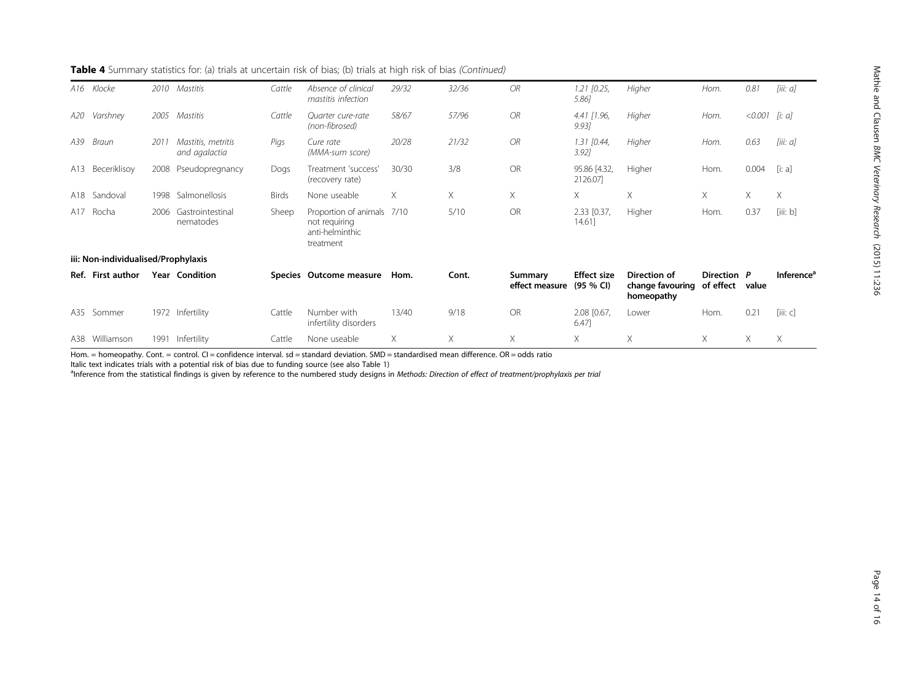**Table 4** Summary statistics for: (a) trials at uncertain risk of bias; (b) trials at high risk of bias *(Continued)*

| Ref. | First author | Year | Condition | Species | Outcome measure | Hom. | Cont. | Summary effect measure | Effect size (95 % CI) | Direction of change favouring homeopathy | Direction of effect | P value | Inference[a] |
|---|---|---|---|---|---|---|---|---|---|---|---|---|---|
| *A16* | *Klocke* | *2010* | *Mastitis* | *Cattle* | *Absence of clinical mastitis infection* | *29/32* | *32/36* | *OR* | *1.21 [0.25, 5.86]* | *Higher* | *Hom.* | *0.81* | *[iii: a]* |
| *A20* | *Varshney* | *2005* | *Mastitis* | *Cattle* | *Quarter cure-rate (non-fibrosed)* | *58/67* | *57/96* | *OR* | *4.41 [1.96, 9.93]* | *Higher* | *Hom.* | *<0.001* | *[i: a]* |
| *A39* | *Braun* | *2011* | *Mastitis, metritis and agalactia* | *Pigs* | *Cure rate (MMA-sum score)* | *20/28* | *21/32* | *OR* | *1.31 [0.44, 3.92]* | *Higher* | *Hom.* | *0.63* | *[iii: a]* |
| A13 | Beceriklisoy | 2008 | Pseudopregnancy | Dogs | Treatment 'success' (recovery rate) | 30/30 | 3/8 | OR | 95.86 [4.32, 2126.07] | Higher | Hom. | 0.004 | [i: a] |
| A18 | Sandoval | 1998 | Salmonellosis | Birds | None useable | X | X | X | X | X | X | X | X |
| A17 | Rocha | 2006 | Gastrointestinal nematodes | Sheep | Proportion of animals not requiring anti-helminthic treatment | 7/10 | 5/10 | OR | 2.33 [0.37, 14.61] | Higher | Hom. | 0.37 | [iii: b] |
| **iii: Non-individualised/Prophylaxis** | | | | | | | | | | | | | |
| **Ref.** | **First author** | **Year** | **Condition** | **Species** | **Outcome measure** | **Hom.** | **Cont.** | **Summary effect measure** | **Effect size (95 % CI)** | **Direction of change favouring homeopathy** | **Direction of effect** | ***P* value** | **Inference[a]** |
| A35 | Sommer | 1972 | Infertility | Cattle | Number with infertility disorders | 13/40 | 9/18 | OR | 2.08 [0.67, 6.47] | Lower | Hom. | 0.21 | [iii: c] |
| A38 | Williamson | 1991 | Infertility | Cattle | None useable | X | X | X | X | X | X | X | X |

Hom. = homeopathy. Cont. = control. CI = confidence interval. sd = standard deviation. SMD = standardised mean difference. OR = odds ratio

Italic text indicates trials with a potential risk of bias due to funding source (see also Table 1)

[a]Inference from the statistical findings is given by reference to the numbered study designs in *Methods: Direction of effect of treatment/prophylaxis per trial*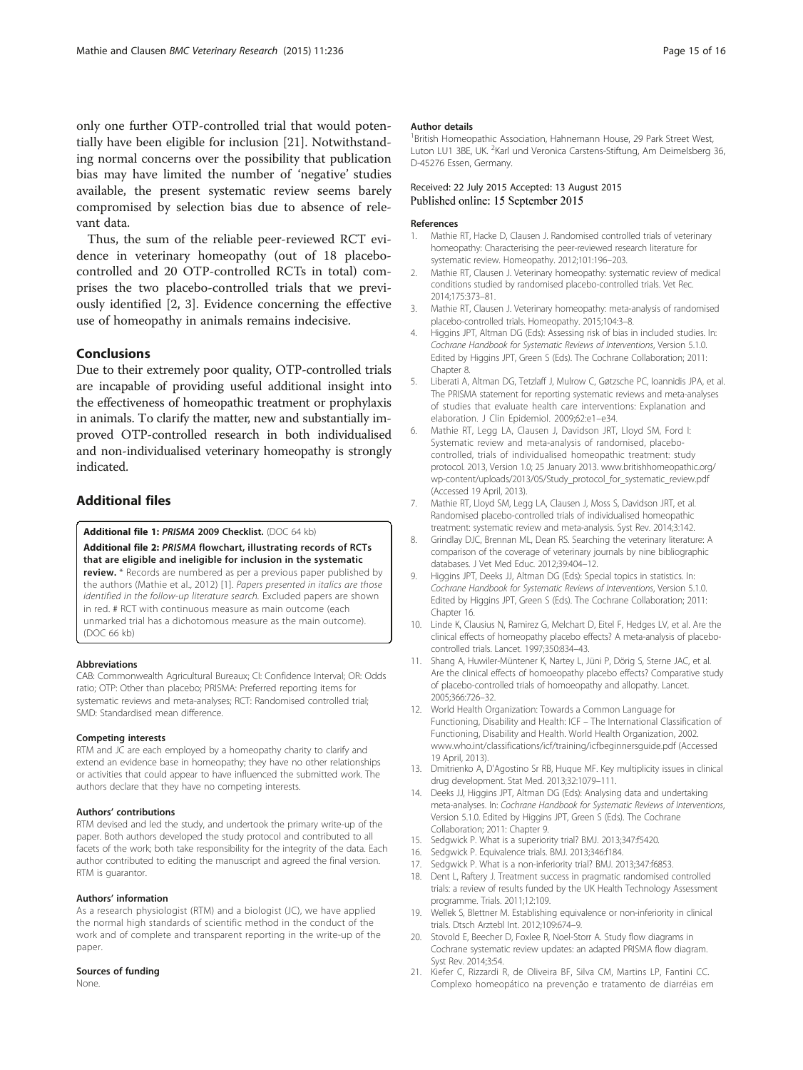only one further OTP-controlled trial that would potentially have been eligible for inclusion [21]. Notwithstanding normal concerns over the possibility that publication bias may have limited the number of 'negative' studies available, the present systematic review seems barely compromised by selection bias due to absence of relevant data.

Thus, the sum of the reliable peer-reviewed RCT evidence in veterinary homeopathy (out of 18 placebo-controlled and 20 OTP-controlled RCTs in total) comprises the two placebo-controlled trials that we previously identified [2, 3]. Evidence concerning the effective use of homeopathy in animals remains indecisive.

## Conclusions

Due to their extremely poor quality, OTP-controlled trials are incapable of providing useful additional insight into the effectiveness of homeopathic treatment or prophylaxis in animals. To clarify the matter, new and substantially improved OTP-controlled research in both individualised and non-individualised veterinary homeopathy is strongly indicated.

## Additional files

**Additional file 1:** ***PRISMA*** **2009 Checklist.** (DOC 64 kb)

**Additional file 2:** ***PRISMA*** **flowchart, illustrating records of RCTs that are eligible and ineligible for inclusion in the systematic review.** * Records are numbered as per a previous paper published by the authors (Mathie et al., 2012) [1]. *Papers presented in italics are those identified in the follow-up literature search.* Excluded papers are shown in red. # RCT with continuous measure as main outcome (each unmarked trial has a dichotomous measure as the main outcome). (DOC 66 kb)

#### Abbreviations

CAB: Commonwealth Agricultural Bureaux; CI: Confidence Interval; OR: Odds ratio; OTP: Other than placebo; PRISMA: Preferred reporting items for systematic reviews and meta-analyses; RCT: Randomised controlled trial; SMD: Standardised mean difference.

#### Competing interests

RTM and JC are each employed by a homeopathy charity to clarify and extend an evidence base in homeopathy; they have no other relationships or activities that could appear to have influenced the submitted work. The authors declare that they have no competing interests.

#### Authors' contributions

RTM devised and led the study, and undertook the primary write-up of the paper. Both authors developed the study protocol and contributed to all facets of the work; both take responsibility for the integrity of the data. Each author contributed to editing the manuscript and agreed the final version. RTM is guarantor.

#### Authors' information

As a research physiologist (RTM) and a biologist (JC), we have applied the normal high standards of scientific method in the conduct of the work and of complete and transparent reporting in the write-up of the paper.

#### Sources of funding

None.

#### Author details

[1]British Homeopathic Association, Hahnemann House, 29 Park Street West, Luton LU1 3BE, UK. [2]Karl und Veronica Carstens-Stiftung, Am Deimelsberg 36, D-45276 Essen, Germany.

Received: 22 July 2015 Accepted: 13 August 2015
Published online: 15 September 2015

#### References

1. Mathie RT, Hacke D, Clausen J. Randomised controlled trials of veterinary homeopathy: Characterising the peer-reviewed research literature for systematic review. Homeopathy. 2012;101:196–203.
2. Mathie RT, Clausen J. Veterinary homeopathy: systematic review of medical conditions studied by randomised placebo-controlled trials. Vet Rec. 2014;175:373–81.
3. Mathie RT, Clausen J. Veterinary homeopathy: meta-analysis of randomised placebo-controlled trials. Homeopathy. 2015;104:3–8.
4. Higgins JPT, Altman DG (Eds): Assessing risk of bias in included studies. In: *Cochrane Handbook for Systematic Reviews of Interventions*, Version 5.1.0. Edited by Higgins JPT, Green S (Eds). The Cochrane Collaboration; 2011: Chapter 8.
5. Liberati A, Altman DG, Tetzlaff J, Mulrow C, Gøtzsche PC, Ioannidis JPA, et al. The PRISMA statement for reporting systematic reviews and meta-analyses of studies that evaluate health care interventions: Explanation and elaboration. J Clin Epidemiol. 2009;62:e1–e34.
6. Mathie RT, Legg LA, Clausen J, Davidson JRT, Lloyd SM, Ford I: Systematic review and meta-analysis of randomised, placebo-controlled, trials of individualised homeopathic treatment: study protocol. 2013, Version 1.0; 25 January 2013. www.britishhomeopathic.org/wp-content/uploads/2013/05/Study_protocol_for_systematic_review.pdf (Accessed 19 April, 2013).
7. Mathie RT, Lloyd SM, Legg LA, Clausen J, Moss S, Davidson JRT, et al. Randomised placebo-controlled trials of individualised homeopathic treatment: systematic review and meta-analysis. Syst Rev. 2014;3:142.
8. Grindlay DJC, Brennan ML, Dean RS. Searching the veterinary literature: A comparison of the coverage of veterinary journals by nine bibliographic databases. J Vet Med Educ. 2012;39:404–12.
9. Higgins JPT, Deeks JJ, Altman DG (Eds): Special topics in statistics. In: *Cochrane Handbook for Systematic Reviews of Interventions*, Version 5.1.0. Edited by Higgins JPT, Green S (Eds). The Cochrane Collaboration; 2011: Chapter 16.
10. Linde K, Clausius N, Ramirez G, Melchart D, Eitel F, Hedges LV, et al. Are the clinical effects of homeopathy placebo effects? A meta-analysis of placebo-controlled trials. Lancet. 1997;350:834–43.
11. Shang A, Huwiler-Müntener K, Nartey L, Jüni P, Dörig S, Sterne JAC, et al. Are the clinical effects of homoeopathy placebo effects? Comparative study of placebo-controlled trials of homoeopathy and allopathy. Lancet. 2005;366:726–32.
12. World Health Organization: Towards a Common Language for Functioning, Disability and Health: ICF – The International Classification of Functioning, Disability and Health. World Health Organization, 2002. www.who.int/classifications/icf/training/icfbeginnersguide.pdf (Accessed 19 April, 2013).
13. Dmitrienko A, D'Agostino Sr RB, Huque MF. Key multiplicity issues in clinical drug development. Stat Med. 2013;32:1079–111.
14. Deeks JJ, Higgins JPT, Altman DG (Eds): Analysing data and undertaking meta-analyses. In: *Cochrane Handbook for Systematic Reviews of Interventions*, Version 5.1.0. Edited by Higgins JPT, Green S (Eds). The Cochrane Collaboration; 2011: Chapter 9.
15. Sedgwick P. What is a superiority trial? BMJ. 2013;347:f5420.
16. Sedgwick P. Equivalence trials. BMJ. 2013;346:f184.
17. Sedgwick P. What is a non-inferiority trial? BMJ. 2013;347:f6853.
18. Dent L, Raftery J. Treatment success in pragmatic randomised controlled trials: a review of results funded by the UK Health Technology Assessment programme. Trials. 2011;12:109.
19. Wellek S, Blettner M. Establishing equivalence or non-inferiority in clinical trials. Dtsch Arztebl Int. 2012;109:674–9.
20. Stovold E, Beecher D, Foxlee R, Noel-Storr A. Study flow diagrams in Cochrane systematic review updates: an adapted PRISMA flow diagram. Syst Rev. 2014;3:54.
21. Kiefer C, Rizzardi R, de Oliveira BF, Silva CM, Martins LP, Fantini CC. Complexo homeopático na prevenção e tratamento de diarréias em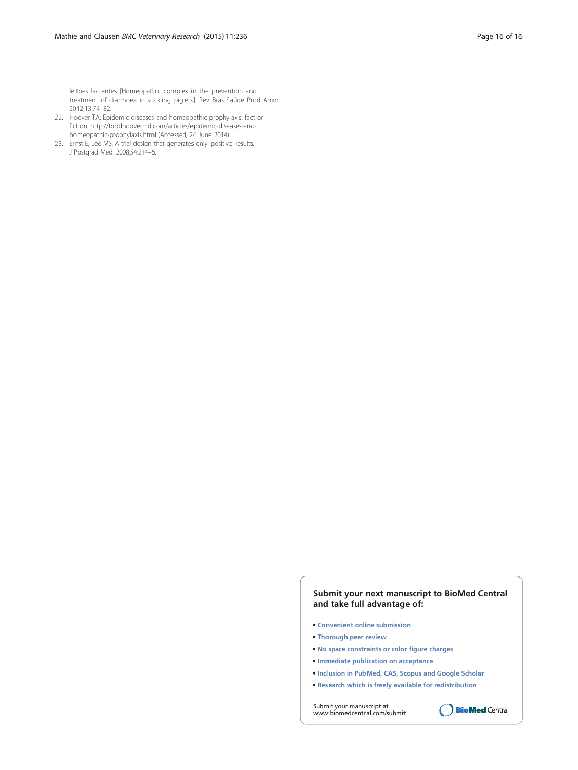leitões lactentes [Homeopathic complex in the prevention and treatment of diarrhoea in suckling piglets]. Rev Bras Saúde Prod Anim. 2012;13:74–82.

22. Hoover TA: Epidemic diseases and homeopathic prophylaxis: fact or fiction. http://toddhoovermd.com/articles/epidemic-diseases-and-homeopathic-prophylaxis.html (Accessed, 26 June 2014).
23. Ernst E, Lee MS. A trial design that generates only 'positive' results. J Postgrad Med. 2008;54:214–6.

**Submit your next manuscript to BioMed Central and take full advantage of:**

- **Convenient online submission**
- **Thorough peer review**
- **No space constraints or color figure charges**
- **Immediate publication on acceptance**
- **Inclusion in PubMed, CAS, Scopus and Google Scholar**
- **Research which is freely available for redistribution**

Submit your manuscript at
www.biomedcentral.com/submit

BioMed Central